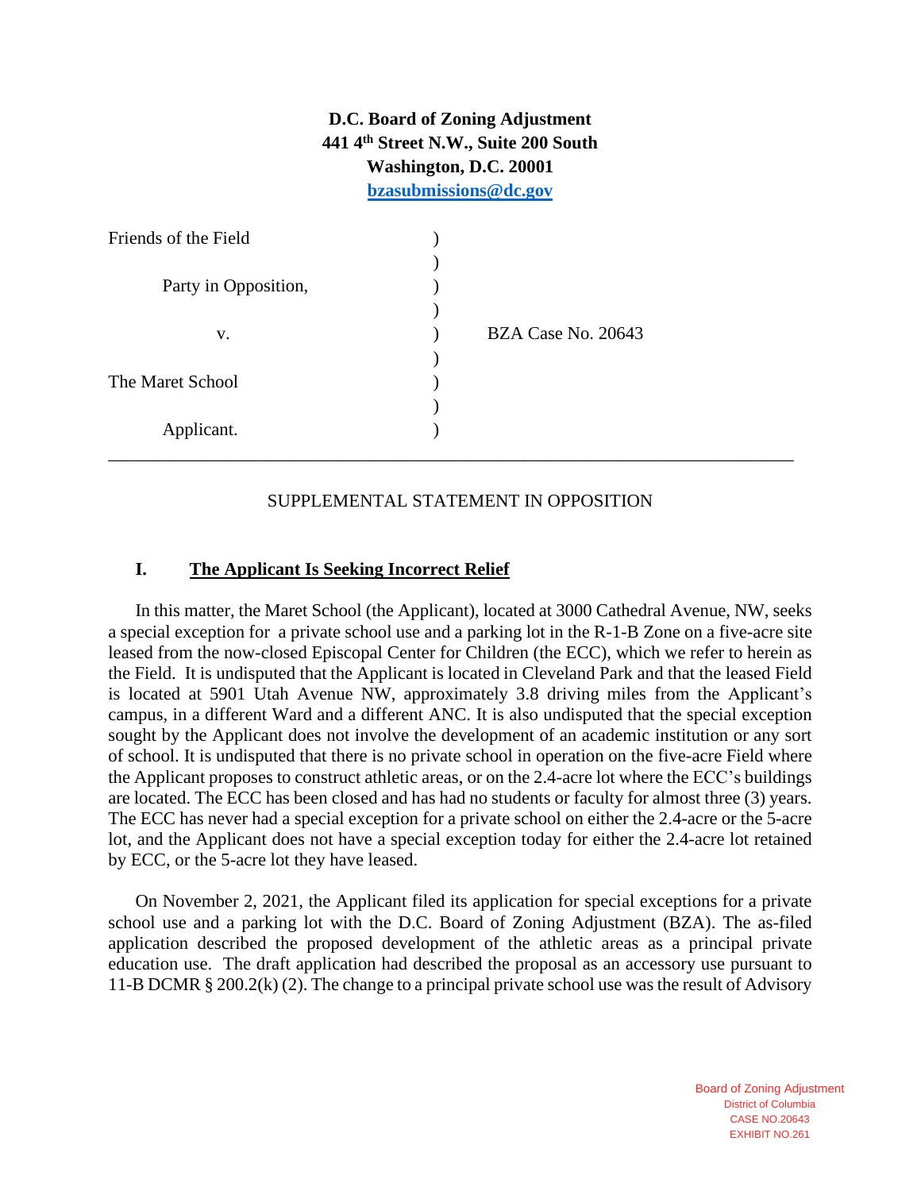**D.C. Board of Zoning Adjustment**
**441 4th Street N.W., Suite 200 South**
**Washington, D.C. 20001**
**bzasubmissions@dc.gov**

| | | |
|---|---|---|
| Friends of the Field | ) | |
| | ) | |
| Party in Opposition, | ) | |
| | ) | |
| v. | ) | BZA Case No. 20643 |
| | ) | |
| The Maret School | ) | |
| | ) | |
| Applicant. | ) | |

---

SUPPLEMENTAL STATEMENT IN OPPOSITION

## I. The Applicant Is Seeking Incorrect Relief

In this matter, the Maret School (the Applicant), located at 3000 Cathedral Avenue, NW, seeks a special exception for a private school use and a parking lot in the R-1-B Zone on a five-acre site leased from the now-closed Episcopal Center for Children (the ECC), which we refer to herein as the Field. It is undisputed that the Applicant is located in Cleveland Park and that the leased Field is located at 5901 Utah Avenue NW, approximately 3.8 driving miles from the Applicant's campus, in a different Ward and a different ANC. It is also undisputed that the special exception sought by the Applicant does not involve the development of an academic institution or any sort of school. It is undisputed that there is no private school in operation on the five-acre Field where the Applicant proposes to construct athletic areas, or on the 2.4-acre lot where the ECC's buildings are located. The ECC has been closed and has had no students or faculty for almost three (3) years. The ECC has never had a special exception for a private school on either the 2.4-acre or the 5-acre lot, and the Applicant does not have a special exception today for either the 2.4-acre lot retained by ECC, or the 5-acre lot they have leased.

On November 2, 2021, the Applicant filed its application for special exceptions for a private school use and a parking lot with the D.C. Board of Zoning Adjustment (BZA). The as-filed application described the proposed development of the athletic areas as a principal private education use. The draft application had described the proposal as an accessory use pursuant to 11-B DCMR § 200.2(k) (2). The change to a principal private school use was the result of Advisory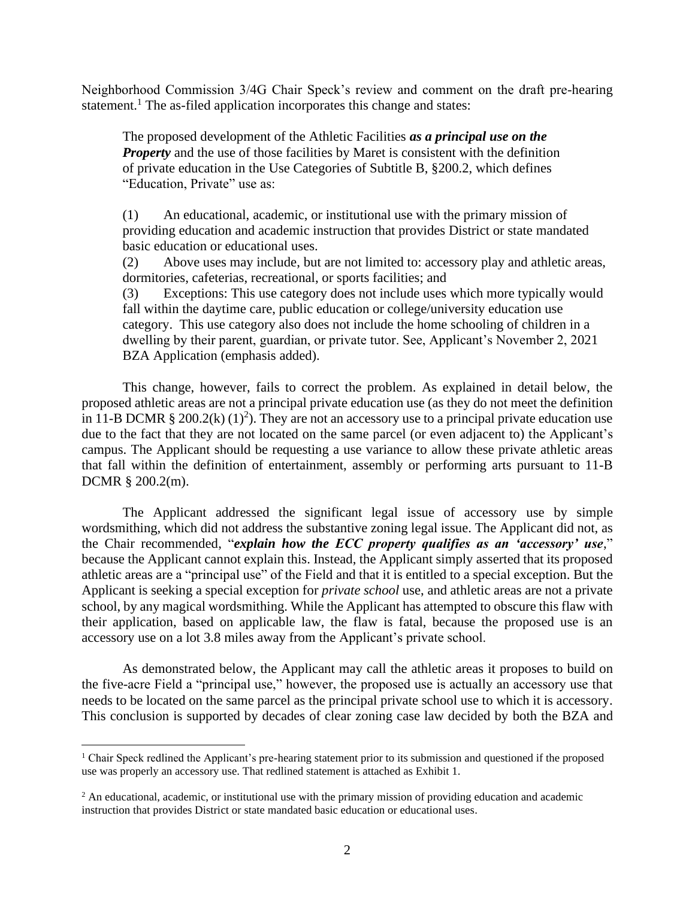Neighborhood Commission 3/4G Chair Speck's review and comment on the draft pre-hearing statement.[1] The as-filed application incorporates this change and states:

> The proposed development of the Athletic Facilities ***as a principal use on the Property*** and the use of those facilities by Maret is consistent with the definition of private education in the Use Categories of Subtitle B, §200.2, which defines "Education, Private" use as:
>
> (1) An educational, academic, or institutional use with the primary mission of providing education and academic instruction that provides District or state mandated basic education or educational uses.
>
> (2) Above uses may include, but are not limited to: accessory play and athletic areas, dormitories, cafeterias, recreational, or sports facilities; and
>
> (3) Exceptions: This use category does not include uses which more typically would fall within the daytime care, public education or college/university education use category. This use category also does not include the home schooling of children in a dwelling by their parent, guardian, or private tutor. See, Applicant's November 2, 2021 BZA Application (emphasis added).

This change, however, fails to correct the problem. As explained in detail below, the proposed athletic areas are not a principal private education use (as they do not meet the definition in 11-B DCMR § 200.2(k) (1)[2]). They are not an accessory use to a principal private education use due to the fact that they are not located on the same parcel (or even adjacent to) the Applicant's campus. The Applicant should be requesting a use variance to allow these private athletic areas that fall within the definition of entertainment, assembly or performing arts pursuant to 11-B DCMR § 200.2(m).

The Applicant addressed the significant legal issue of accessory use by simple wordsmithing, which did not address the substantive zoning legal issue. The Applicant did not, as the Chair recommended, "***explain how the ECC property qualifies as an 'accessory' use***," because the Applicant cannot explain this. Instead, the Applicant simply asserted that its proposed athletic areas are a "principal use" of the Field and that it is entitled to a special exception. But the Applicant is seeking a special exception for *private school* use, and athletic areas are not a private school, by any magical wordsmithing. While the Applicant has attempted to obscure this flaw with their application, based on applicable law, the flaw is fatal, because the proposed use is an accessory use on a lot 3.8 miles away from the Applicant's private school.

As demonstrated below, the Applicant may call the athletic areas it proposes to build on the five-acre Field a "principal use," however, the proposed use is actually an accessory use that needs to be located on the same parcel as the principal private school use to which it is accessory. This conclusion is supported by decades of clear zoning case law decided by both the BZA and

---

[1] Chair Speck redlined the Applicant's pre-hearing statement prior to its submission and questioned if the proposed use was properly an accessory use. That redlined statement is attached as Exhibit 1.

[2] An educational, academic, or institutional use with the primary mission of providing education and academic instruction that provides District or state mandated basic education or educational uses.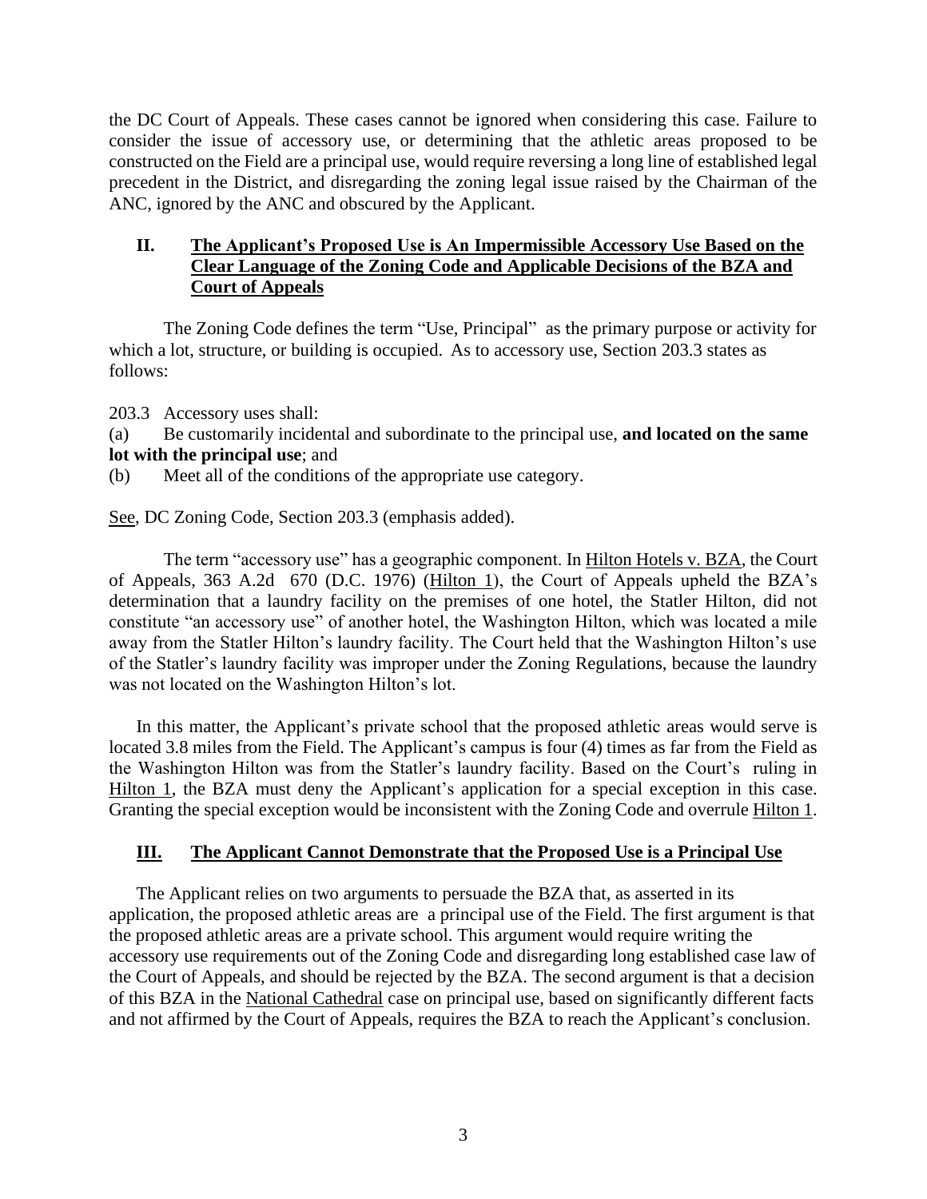the DC Court of Appeals. These cases cannot be ignored when considering this case. Failure to consider the issue of accessory use, or determining that the athletic areas proposed to be constructed on the Field are a principal use, would require reversing a long line of established legal precedent in the District, and disregarding the zoning legal issue raised by the Chairman of the ANC, ignored by the ANC and obscured by the Applicant.

## II. <u>The Applicant's Proposed Use is An Impermissible Accessory Use Based on the Clear Language of the Zoning Code and Applicable Decisions of the BZA and Court of Appeals</u>

The Zoning Code defines the term "Use, Principal" as the primary purpose or activity for which a lot, structure, or building is occupied. As to accessory use, Section 203.3 states as follows:

203.3 Accessory uses shall:

(a) Be customarily incidental and subordinate to the principal use, **and located on the same lot with the principal use**; and

(b) Meet all of the conditions of the appropriate use category.

<u>See</u>, DC Zoning Code, Section 203.3 (emphasis added).

The term "accessory use" has a geographic component. In <u>Hilton Hotels v. BZA</u>, the Court of Appeals, 363 A.2d 670 (D.C. 1976) (<u>Hilton 1</u>), the Court of Appeals upheld the BZA's determination that a laundry facility on the premises of one hotel, the Statler Hilton, did not constitute "an accessory use" of another hotel, the Washington Hilton, which was located a mile away from the Statler Hilton's laundry facility. The Court held that the Washington Hilton's use of the Statler's laundry facility was improper under the Zoning Regulations, because the laundry was not located on the Washington Hilton's lot.

In this matter, the Applicant's private school that the proposed athletic areas would serve is located 3.8 miles from the Field. The Applicant's campus is four (4) times as far from the Field as the Washington Hilton was from the Statler's laundry facility. Based on the Court's ruling in <u>Hilton 1</u>, the BZA must deny the Applicant's application for a special exception in this case. Granting the special exception would be inconsistent with the Zoning Code and overrule <u>Hilton 1</u>.

## III. <u>The Applicant Cannot Demonstrate that the Proposed Use is a Principal Use</u>

The Applicant relies on two arguments to persuade the BZA that, as asserted in its application, the proposed athletic areas are a principal use of the Field. The first argument is that the proposed athletic areas are a private school. This argument would require writing the accessory use requirements out of the Zoning Code and disregarding long established case law of the Court of Appeals, and should be rejected by the BZA. The second argument is that a decision of this BZA in the <u>National Cathedral</u> case on principal use, based on significantly different facts and not affirmed by the Court of Appeals, requires the BZA to reach the Applicant's conclusion.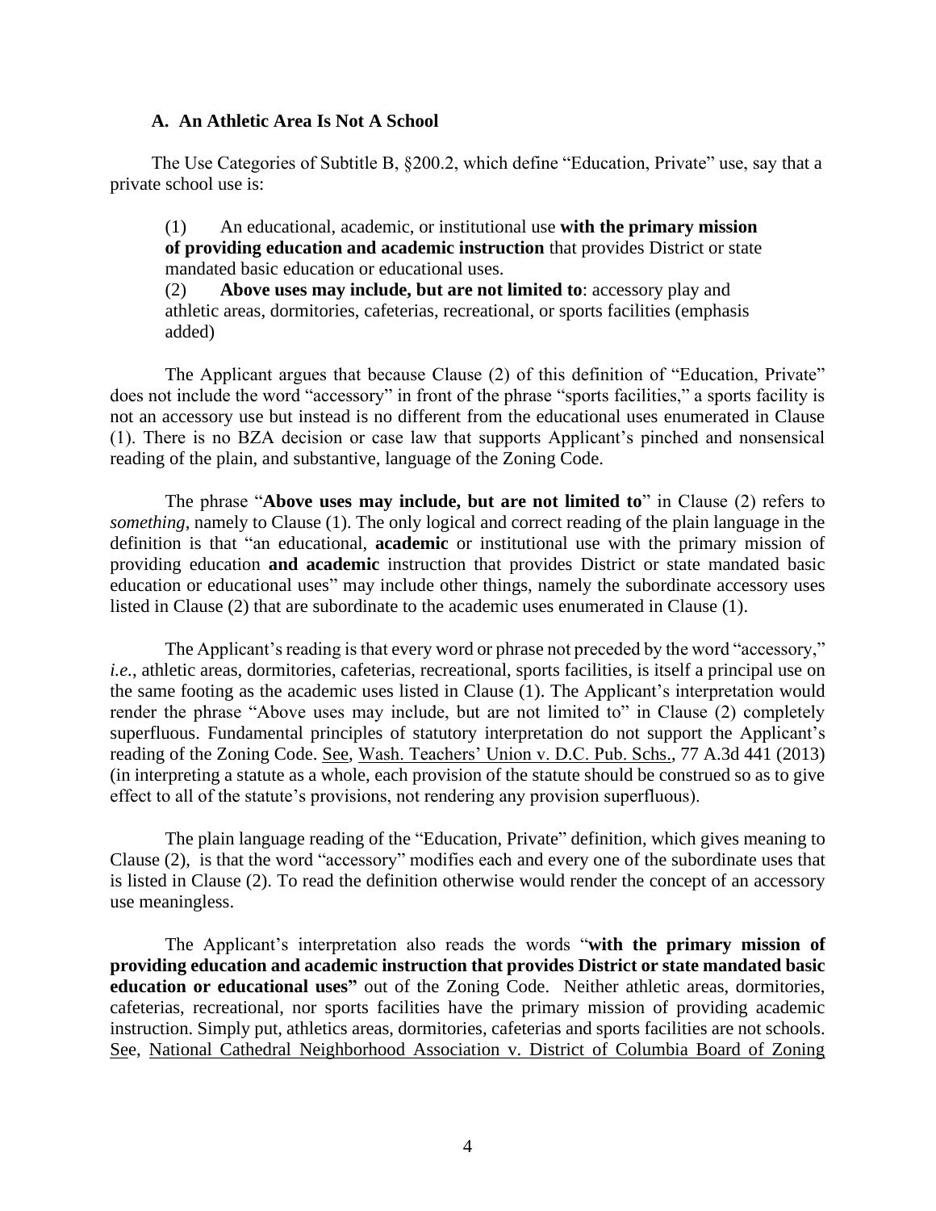### A. An Athletic Area Is Not A School

The Use Categories of Subtitle B, §200.2, which define "Education, Private" use, say that a private school use is:

> (1) An educational, academic, or institutional use **with the primary mission of providing education and academic instruction** that provides District or state mandated basic education or educational uses.
>
> (2) **Above uses may include, but are not limited to**: accessory play and athletic areas, dormitories, cafeterias, recreational, or sports facilities (emphasis added)

The Applicant argues that because Clause (2) of this definition of "Education, Private" does not include the word "accessory" in front of the phrase "sports facilities," a sports facility is not an accessory use but instead is no different from the educational uses enumerated in Clause (1). There is no BZA decision or case law that supports Applicant's pinched and nonsensical reading of the plain, and substantive, language of the Zoning Code.

The phrase "**Above uses may include, but are not limited to**" in Clause (2) refers to *something*, namely to Clause (1). The only logical and correct reading of the plain language in the definition is that "an educational, **academic** or institutional use with the primary mission of providing education **and academic** instruction that provides District or state mandated basic education or educational uses" may include other things, namely the subordinate accessory uses listed in Clause (2) that are subordinate to the academic uses enumerated in Clause (1).

The Applicant's reading is that every word or phrase not preceded by the word "accessory," *i.e.*, athletic areas, dormitories, cafeterias, recreational, sports facilities, is itself a principal use on the same footing as the academic uses listed in Clause (1). The Applicant's interpretation would render the phrase "Above uses may include, but are not limited to" in Clause (2) completely superfluous. Fundamental principles of statutory interpretation do not support the Applicant's reading of the Zoning Code. See, Wash. Teachers' Union v. D.C. Pub. Schs., 77 A.3d 441 (2013) (in interpreting a statute as a whole, each provision of the statute should be construed so as to give effect to all of the statute's provisions, not rendering any provision superfluous).

The plain language reading of the "Education, Private" definition, which gives meaning to Clause (2), is that the word "accessory" modifies each and every one of the subordinate uses that is listed in Clause (2). To read the definition otherwise would render the concept of an accessory use meaningless.

The Applicant's interpretation also reads the words "**with the primary mission of providing education and academic instruction that provides District or state mandated basic education or educational uses"** out of the Zoning Code. Neither athletic areas, dormitories, cafeterias, recreational, nor sports facilities have the primary mission of providing academic instruction. Simply put, athletics areas, dormitories, cafeterias and sports facilities are not schools. See, National Cathedral Neighborhood Association v. District of Columbia Board of Zoning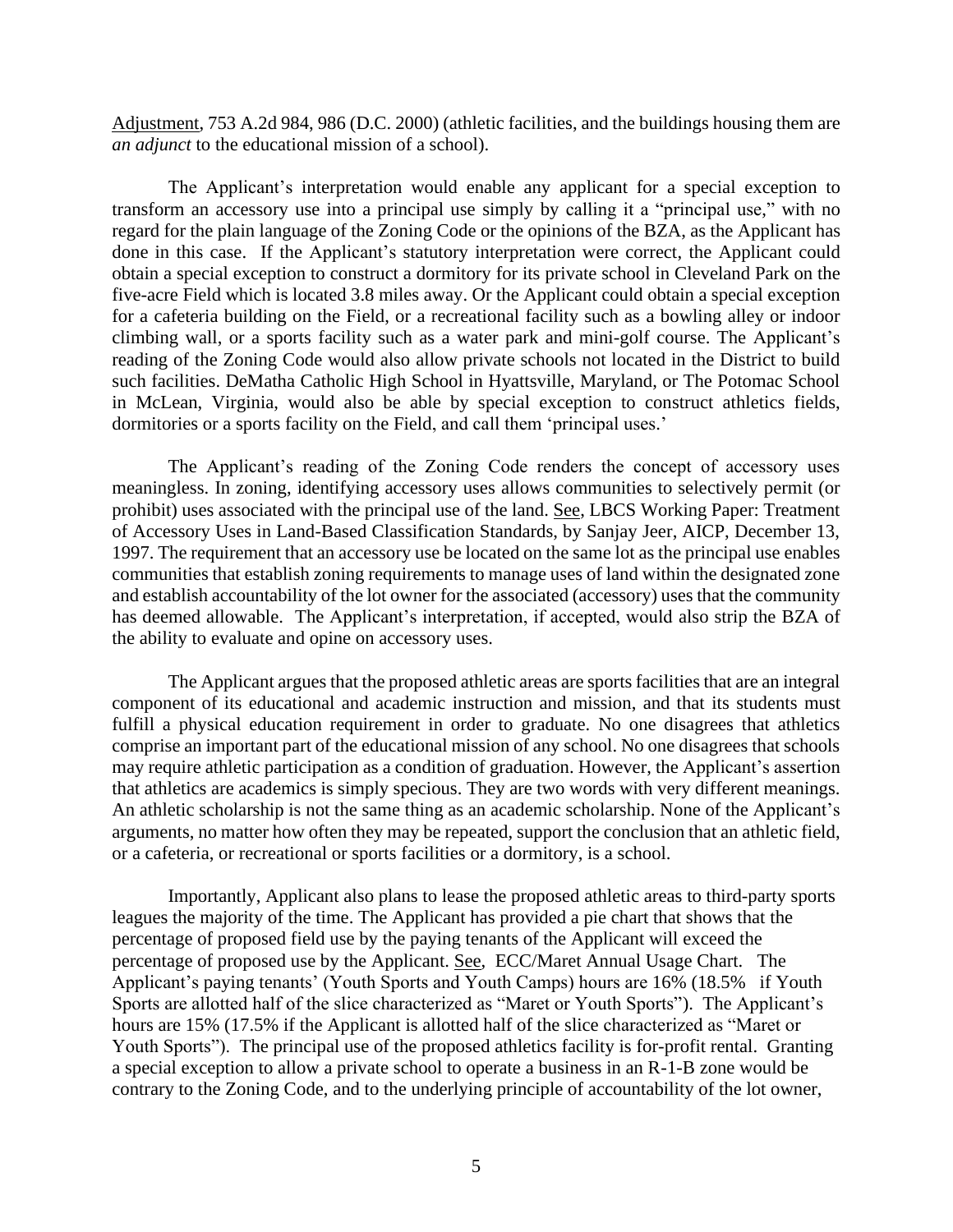Adjustment, 753 A.2d 984, 986 (D.C. 2000) (athletic facilities, and the buildings housing them are *an adjunct* to the educational mission of a school).

The Applicant's interpretation would enable any applicant for a special exception to transform an accessory use into a principal use simply by calling it a "principal use," with no regard for the plain language of the Zoning Code or the opinions of the BZA, as the Applicant has done in this case. If the Applicant's statutory interpretation were correct, the Applicant could obtain a special exception to construct a dormitory for its private school in Cleveland Park on the five-acre Field which is located 3.8 miles away. Or the Applicant could obtain a special exception for a cafeteria building on the Field, or a recreational facility such as a bowling alley or indoor climbing wall, or a sports facility such as a water park and mini-golf course. The Applicant's reading of the Zoning Code would also allow private schools not located in the District to build such facilities. DeMatha Catholic High School in Hyattsville, Maryland, or The Potomac School in McLean, Virginia, would also be able by special exception to construct athletics fields, dormitories or a sports facility on the Field, and call them 'principal uses.'

The Applicant's reading of the Zoning Code renders the concept of accessory uses meaningless. In zoning, identifying accessory uses allows communities to selectively permit (or prohibit) uses associated with the principal use of the land. See, LBCS Working Paper: Treatment of Accessory Uses in Land-Based Classification Standards, by Sanjay Jeer, AICP, December 13, 1997. The requirement that an accessory use be located on the same lot as the principal use enables communities that establish zoning requirements to manage uses of land within the designated zone and establish accountability of the lot owner for the associated (accessory) uses that the community has deemed allowable. The Applicant's interpretation, if accepted, would also strip the BZA of the ability to evaluate and opine on accessory uses.

The Applicant argues that the proposed athletic areas are sports facilities that are an integral component of its educational and academic instruction and mission, and that its students must fulfill a physical education requirement in order to graduate. No one disagrees that athletics comprise an important part of the educational mission of any school. No one disagrees that schools may require athletic participation as a condition of graduation. However, the Applicant's assertion that athletics are academics is simply specious. They are two words with very different meanings. An athletic scholarship is not the same thing as an academic scholarship. None of the Applicant's arguments, no matter how often they may be repeated, support the conclusion that an athletic field, or a cafeteria, or recreational or sports facilities or a dormitory, is a school.

Importantly, Applicant also plans to lease the proposed athletic areas to third-party sports leagues the majority of the time. The Applicant has provided a pie chart that shows that the percentage of proposed field use by the paying tenants of the Applicant will exceed the percentage of proposed use by the Applicant. See, ECC/Maret Annual Usage Chart. The Applicant's paying tenants' (Youth Sports and Youth Camps) hours are 16% (18.5% if Youth Sports are allotted half of the slice characterized as "Maret or Youth Sports"). The Applicant's hours are 15% (17.5% if the Applicant is allotted half of the slice characterized as "Maret or Youth Sports"). The principal use of the proposed athletics facility is for-profit rental. Granting a special exception to allow a private school to operate a business in an R-1-B zone would be contrary to the Zoning Code, and to the underlying principle of accountability of the lot owner,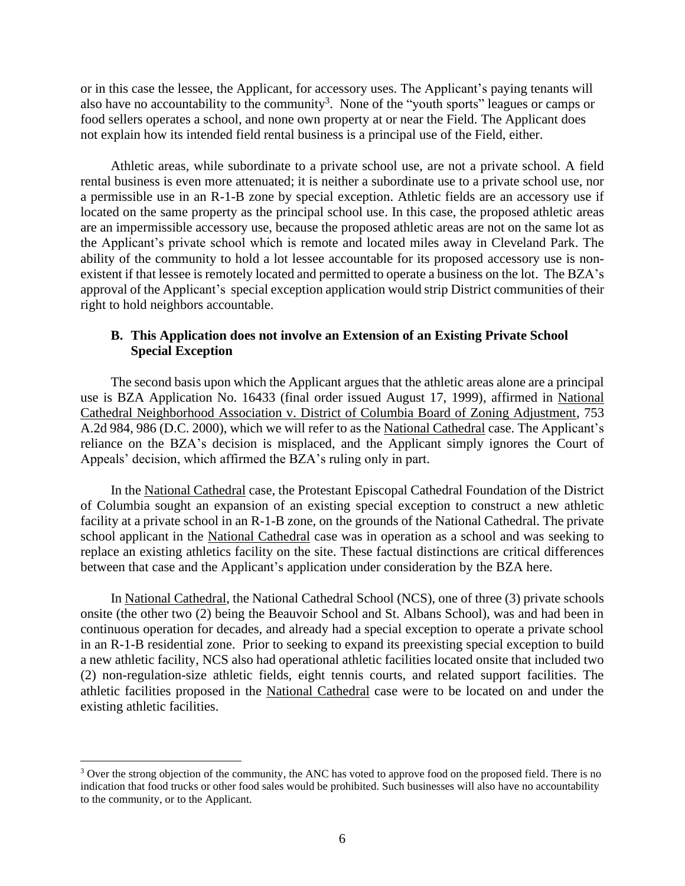or in this case the lessee, the Applicant, for accessory uses. The Applicant's paying tenants will also have no accountability to the community[3]. None of the "youth sports" leagues or camps or food sellers operates a school, and none own property at or near the Field. The Applicant does not explain how its intended field rental business is a principal use of the Field, either.

Athletic areas, while subordinate to a private school use, are not a private school. A field rental business is even more attenuated; it is neither a subordinate use to a private school use, nor a permissible use in an R-1-B zone by special exception. Athletic fields are an accessory use if located on the same property as the principal school use. In this case, the proposed athletic areas are an impermissible accessory use, because the proposed athletic areas are not on the same lot as the Applicant's private school which is remote and located miles away in Cleveland Park. The ability of the community to hold a lot lessee accountable for its proposed accessory use is non-existent if that lessee is remotely located and permitted to operate a business on the lot. The BZA's approval of the Applicant's special exception application would strip District communities of their right to hold neighbors accountable.

### B. This Application does not involve an Extension of an Existing Private School Special Exception

The second basis upon which the Applicant argues that the athletic areas alone are a principal use is BZA Application No. 16433 (final order issued August 17, 1999), affirmed in National Cathedral Neighborhood Association v. District of Columbia Board of Zoning Adjustment, 753 A.2d 984, 986 (D.C. 2000), which we will refer to as the National Cathedral case. The Applicant's reliance on the BZA's decision is misplaced, and the Applicant simply ignores the Court of Appeals' decision, which affirmed the BZA's ruling only in part.

In the National Cathedral case, the Protestant Episcopal Cathedral Foundation of the District of Columbia sought an expansion of an existing special exception to construct a new athletic facility at a private school in an R-1-B zone, on the grounds of the National Cathedral. The private school applicant in the National Cathedral case was in operation as a school and was seeking to replace an existing athletics facility on the site. These factual distinctions are critical differences between that case and the Applicant's application under consideration by the BZA here.

In National Cathedral, the National Cathedral School (NCS), one of three (3) private schools onsite (the other two (2) being the Beauvoir School and St. Albans School), was and had been in continuous operation for decades, and already had a special exception to operate a private school in an R-1-B residential zone. Prior to seeking to expand its preexisting special exception to build a new athletic facility, NCS also had operational athletic facilities located onsite that included two (2) non-regulation-size athletic fields, eight tennis courts, and related support facilities. The athletic facilities proposed in the National Cathedral case were to be located on and under the existing athletic facilities.

---

[3] Over the strong objection of the community, the ANC has voted to approve food on the proposed field. There is no indication that food trucks or other food sales would be prohibited. Such businesses will also have no accountability to the community, or to the Applicant.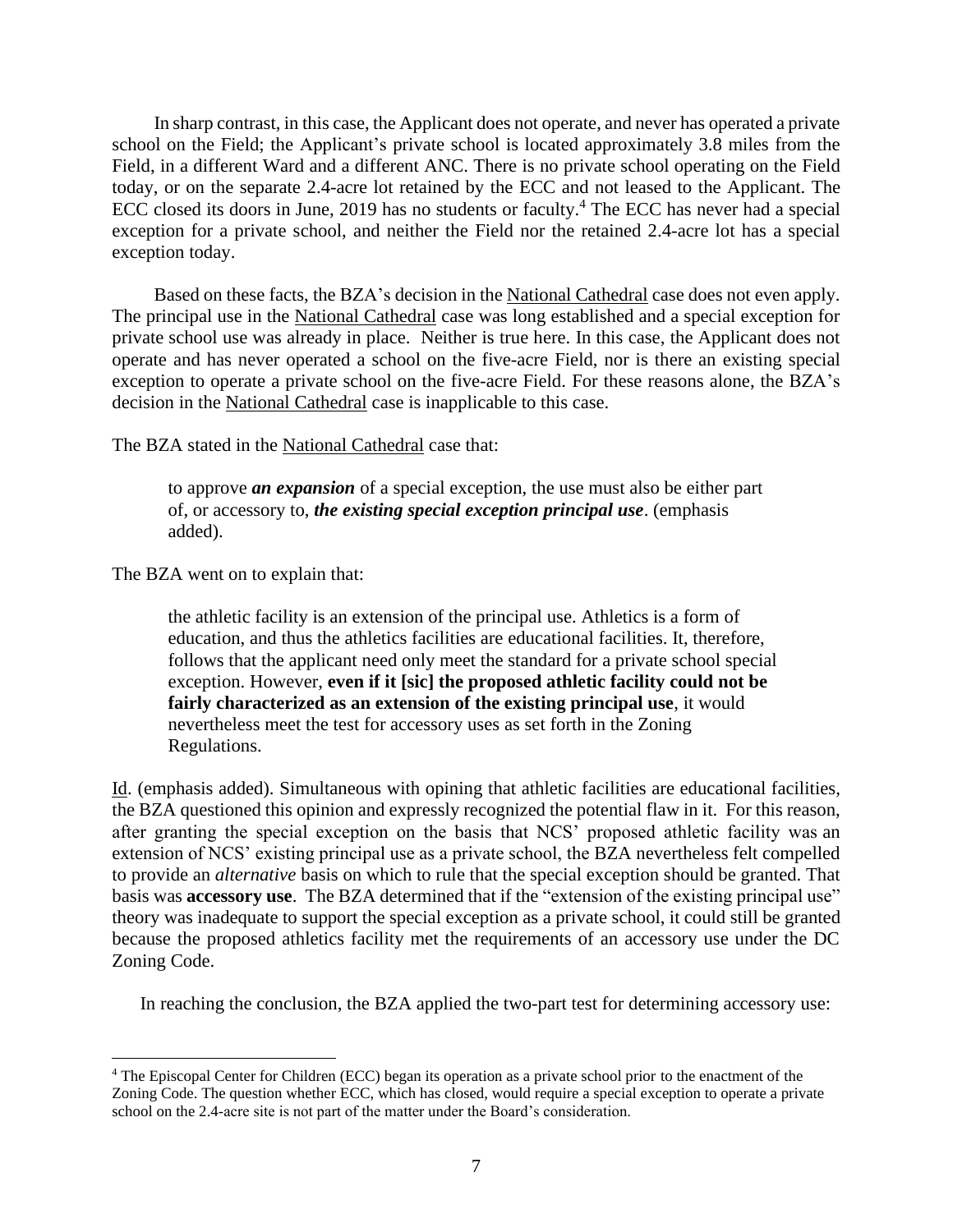In sharp contrast, in this case, the Applicant does not operate, and never has operated a private school on the Field; the Applicant's private school is located approximately 3.8 miles from the Field, in a different Ward and a different ANC. There is no private school operating on the Field today, or on the separate 2.4-acre lot retained by the ECC and not leased to the Applicant. The ECC closed its doors in June, 2019 has no students or faculty.[4] The ECC has never had a special exception for a private school, and neither the Field nor the retained 2.4-acre lot has a special exception today.

Based on these facts, the BZA's decision in the National Cathedral case does not even apply. The principal use in the National Cathedral case was long established and a special exception for private school use was already in place. Neither is true here. In this case, the Applicant does not operate and has never operated a school on the five-acre Field, nor is there an existing special exception to operate a private school on the five-acre Field. For these reasons alone, the BZA's decision in the National Cathedral case is inapplicable to this case.

The BZA stated in the National Cathedral case that:

> to approve ***an expansion*** of a special exception, the use must also be either part of, or accessory to, ***the existing special exception principal use***. (emphasis added).

The BZA went on to explain that:

> the athletic facility is an extension of the principal use. Athletics is a form of education, and thus the athletics facilities are educational facilities. It, therefore, follows that the applicant need only meet the standard for a private school special exception. However, **even if it [sic] the proposed athletic facility could not be fairly characterized as an extension of the existing principal use**, it would nevertheless meet the test for accessory uses as set forth in the Zoning Regulations.

Id. (emphasis added). Simultaneous with opining that athletic facilities are educational facilities, the BZA questioned this opinion and expressly recognized the potential flaw in it. For this reason, after granting the special exception on the basis that NCS' proposed athletic facility was an extension of NCS' existing principal use as a private school, the BZA nevertheless felt compelled to provide an *alternative* basis on which to rule that the special exception should be granted. That basis was **accessory use**. The BZA determined that if the "extension of the existing principal use" theory was inadequate to support the special exception as a private school, it could still be granted because the proposed athletics facility met the requirements of an accessory use under the DC Zoning Code.

In reaching the conclusion, the BZA applied the two-part test for determining accessory use:

[4] The Episcopal Center for Children (ECC) began its operation as a private school prior to the enactment of the Zoning Code. The question whether ECC, which has closed, would require a special exception to operate a private school on the 2.4-acre site is not part of the matter under the Board's consideration.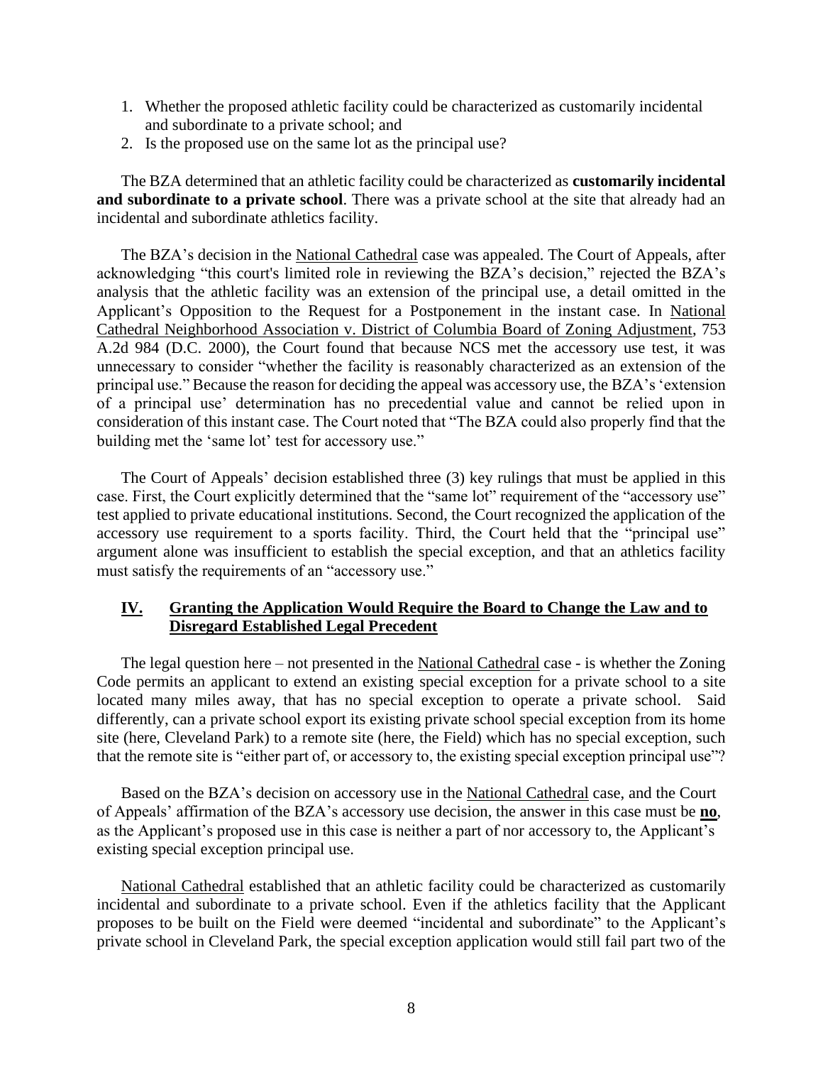1. Whether the proposed athletic facility could be characterized as customarily incidental and subordinate to a private school; and
2. Is the proposed use on the same lot as the principal use?

The BZA determined that an athletic facility could be characterized as **customarily incidental and subordinate to a private school**. There was a private school at the site that already had an incidental and subordinate athletics facility.

The BZA's decision in the National Cathedral case was appealed. The Court of Appeals, after acknowledging "this court's limited role in reviewing the BZA's decision," rejected the BZA's analysis that the athletic facility was an extension of the principal use, a detail omitted in the Applicant's Opposition to the Request for a Postponement in the instant case. In National Cathedral Neighborhood Association v. District of Columbia Board of Zoning Adjustment, 753 A.2d 984 (D.C. 2000), the Court found that because NCS met the accessory use test, it was unnecessary to consider "whether the facility is reasonably characterized as an extension of the principal use." Because the reason for deciding the appeal was accessory use, the BZA's 'extension of a principal use' determination has no precedential value and cannot be relied upon in consideration of this instant case. The Court noted that "The BZA could also properly find that the building met the 'same lot' test for accessory use."

The Court of Appeals' decision established three (3) key rulings that must be applied in this case. First, the Court explicitly determined that the "same lot" requirement of the "accessory use" test applied to private educational institutions. Second, the Court recognized the application of the accessory use requirement to a sports facility. Third, the Court held that the "principal use" argument alone was insufficient to establish the special exception, and that an athletics facility must satisfy the requirements of an "accessory use."

## IV. Granting the Application Would Require the Board to Change the Law and to Disregard Established Legal Precedent

The legal question here – not presented in the National Cathedral case - is whether the Zoning Code permits an applicant to extend an existing special exception for a private school to a site located many miles away, that has no special exception to operate a private school. Said differently, can a private school export its existing private school special exception from its home site (here, Cleveland Park) to a remote site (here, the Field) which has no special exception, such that the remote site is "either part of, or accessory to, the existing special exception principal use"?

Based on the BZA's decision on accessory use in the National Cathedral case, and the Court of Appeals' affirmation of the BZA's accessory use decision, the answer in this case must be **no**, as the Applicant's proposed use in this case is neither a part of nor accessory to, the Applicant's existing special exception principal use.

National Cathedral established that an athletic facility could be characterized as customarily incidental and subordinate to a private school. Even if the athletics facility that the Applicant proposes to be built on the Field were deemed "incidental and subordinate" to the Applicant's private school in Cleveland Park, the special exception application would still fail part two of the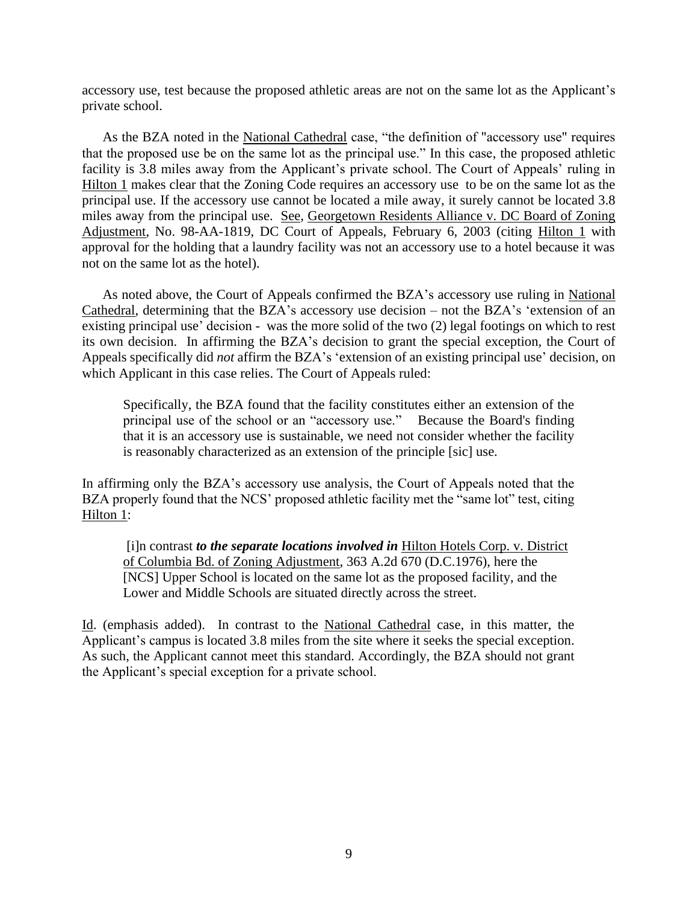accessory use, test because the proposed athletic areas are not on the same lot as the Applicant's private school.

As the BZA noted in the National Cathedral case, "the definition of "accessory use" requires that the proposed use be on the same lot as the principal use." In this case, the proposed athletic facility is 3.8 miles away from the Applicant's private school. The Court of Appeals' ruling in Hilton 1 makes clear that the Zoning Code requires an accessory use to be on the same lot as the principal use. If the accessory use cannot be located a mile away, it surely cannot be located 3.8 miles away from the principal use. See, Georgetown Residents Alliance v. DC Board of Zoning Adjustment, No. 98-AA-1819, DC Court of Appeals, February 6, 2003 (citing Hilton 1 with approval for the holding that a laundry facility was not an accessory use to a hotel because it was not on the same lot as the hotel).

As noted above, the Court of Appeals confirmed the BZA's accessory use ruling in National Cathedral, determining that the BZA's accessory use decision – not the BZA's 'extension of an existing principal use' decision - was the more solid of the two (2) legal footings on which to rest its own decision. In affirming the BZA's decision to grant the special exception, the Court of Appeals specifically did *not* affirm the BZA's 'extension of an existing principal use' decision, on which Applicant in this case relies. The Court of Appeals ruled:

> Specifically, the BZA found that the facility constitutes either an extension of the principal use of the school or an "accessory use." Because the Board's finding that it is an accessory use is sustainable, we need not consider whether the facility is reasonably characterized as an extension of the principle [sic] use.

In affirming only the BZA's accessory use analysis, the Court of Appeals noted that the BZA properly found that the NCS' proposed athletic facility met the "same lot" test, citing Hilton 1:

> [i]n contrast ***to the separate locations involved in*** Hilton Hotels Corp. v. District of Columbia Bd. of Zoning Adjustment, 363 A.2d 670 (D.C.1976), here the [NCS] Upper School is located on the same lot as the proposed facility, and the Lower and Middle Schools are situated directly across the street.

Id. (emphasis added). In contrast to the National Cathedral case, in this matter, the Applicant's campus is located 3.8 miles from the site where it seeks the special exception. As such, the Applicant cannot meet this standard. Accordingly, the BZA should not grant the Applicant's special exception for a private school.